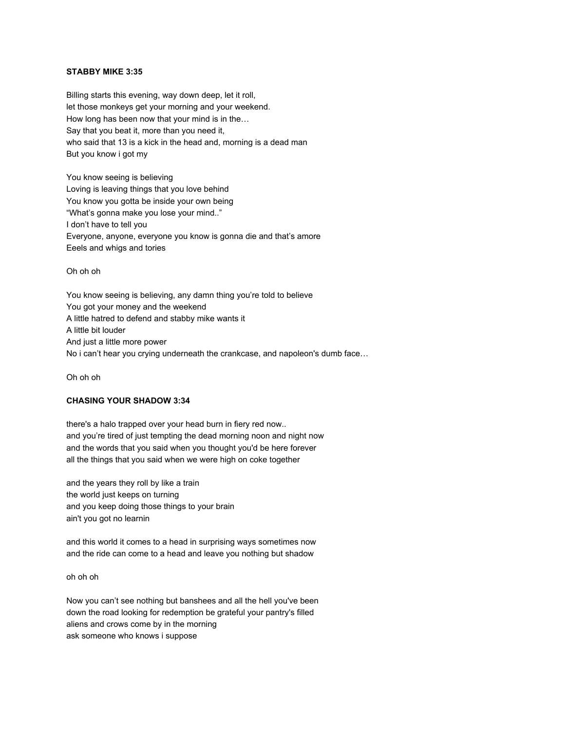**STABBY MIKE 3:35**

Billing starts this evening, way down deep, let it roll,
let those monkeys get your morning and your weekend.
How long has been now that your mind is in the…
Say that you beat it, more than you need it,
who said that 13 is a kick in the head and, morning is a dead man
But you know i got my

You know seeing is believing
Loving is leaving things that you love behind
You know you gotta be inside your own being
“What’s gonna make you lose your mind..”
I don’t have to tell you
Everyone, anyone, everyone you know is gonna die and that’s amore
Eeels and whigs and tories

Oh oh oh

You know seeing is believing, any damn thing you’re told to believe
You got your money and the weekend
A little hatred to defend and stabby mike wants it
A little bit louder
And just a little more power
No i can’t hear you crying underneath the crankcase, and napoleon's dumb face…

Oh oh oh

**CHASING YOUR SHADOW 3:34**

there's a halo trapped over your head burn in fiery red now..
and you’re tired of just tempting the dead morning noon and night now
and the words that you said when you thought you'd be here forever
all the things that you said when we were high on coke together

and the years they roll by like a train
the world just keeps on turning
and you keep doing those things to your brain
ain't you got no learnin

and this world it comes to a head in surprising ways sometimes now
and the ride can come to a head and leave you nothing but shadow

oh oh oh

Now you can’t see nothing but banshees and all the hell you've been
down the road looking for redemption be grateful your pantry's filled
aliens and crows come by in the morning
ask someone who knows i suppose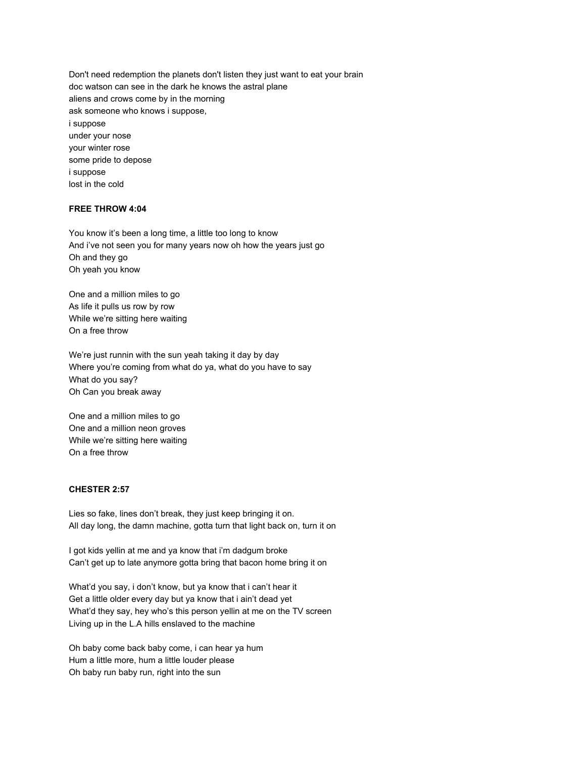Don't need redemption the planets don't listen they just want to eat your brain
doc watson can see in the dark he knows the astral plane
aliens and crows come by in the morning
ask someone who knows i suppose,
i suppose
under your nose
your winter rose
some pride to depose
i suppose
lost in the cold

**FREE THROW 4:04**

You know it's been a long time, a little too long to know
And i've not seen you for many years now oh how the years just go
Oh and they go
Oh yeah you know

One and a million miles to go
As life it pulls us row by row
While we're sitting here waiting
On a free throw

We're just runnin with the sun yeah taking it day by day
Where you're coming from what do ya, what do you have to say
What do you say?
Oh Can you break away

One and a million miles to go
One and a million neon groves
While we're sitting here waiting
On a free throw

**CHESTER 2:57**

Lies so fake, lines don't break, they just keep bringing it on.
All day long, the damn machine, gotta turn that light back on, turn it on

I got kids yellin at me and ya know that i'm dadgum broke
Can't get up to late anymore gotta bring that bacon home bring it on

What'd you say, i don't know, but ya know that i can't hear it
Get a little older every day but ya know that i ain't dead yet
What'd they say, hey who's this person yellin at me on the TV screen
Living up in the L.A hills enslaved to the machine

Oh baby come back baby come, i can hear ya hum
Hum a little more, hum a little louder please
Oh baby run baby run, right into the sun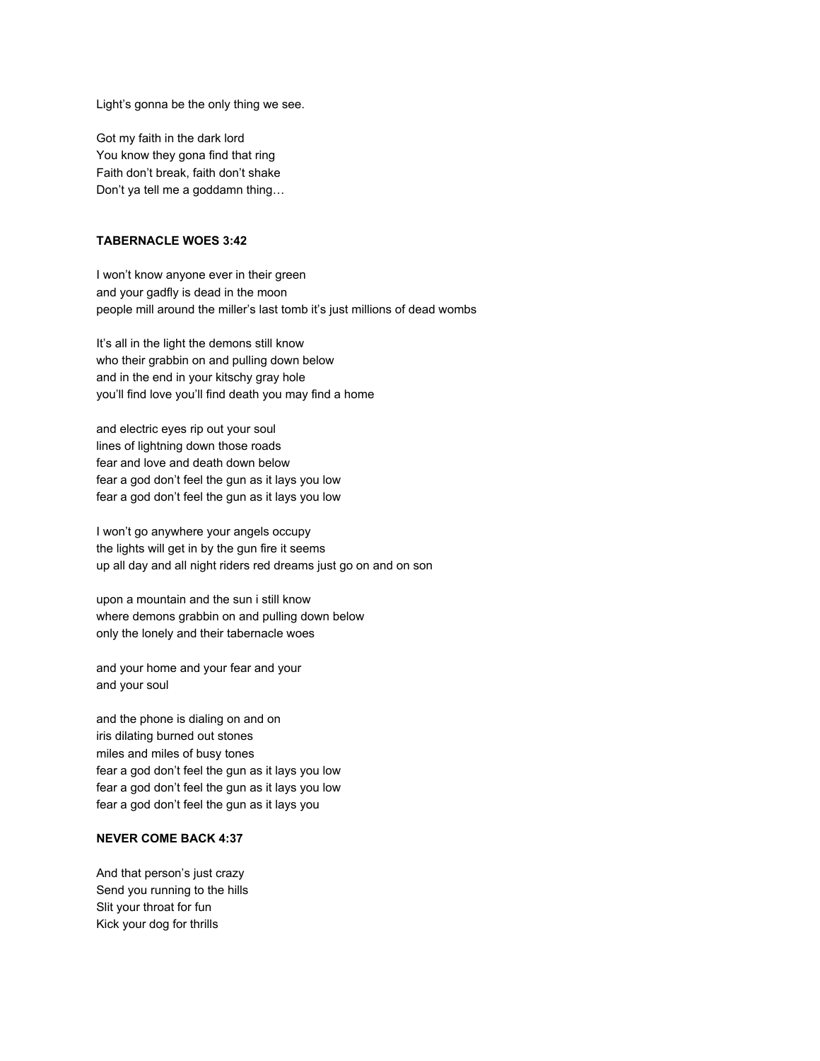Light's gonna be the only thing we see.

Got my faith in the dark lord
You know they gona find that ring
Faith don't break, faith don't shake
Don't ya tell me a goddamn thing…

**TABERNACLE WOES 3:42**

I won't know anyone ever in their green
and your gadfly is dead in the moon
people mill around the miller's last tomb it's just millions of dead wombs

It's all in the light the demons still know
who their grabbin on and pulling down below
and in the end in your kitschy gray hole
you'll find love you'll find death you may find a home

and electric eyes rip out your soul
lines of lightning down those roads
fear and love and death down below
fear a god don't feel the gun as it lays you low
fear a god don't feel the gun as it lays you low

I won't go anywhere your angels occupy
the lights will get in by the gun fire it seems
up all day and all night riders red dreams just go on and on son

upon a mountain and the sun i still know
where demons grabbin on and pulling down below
only the lonely and their tabernacle woes

and your home and your fear and your
and your soul

and the phone is dialing on and on
iris dilating burned out stones
miles and miles of busy tones
fear a god don't feel the gun as it lays you low
fear a god don't feel the gun as it lays you low
fear a god don't feel the gun as it lays you

**NEVER COME BACK 4:37**

And that person's just crazy
Send you running to the hills
Slit your throat for fun
Kick your dog for thrills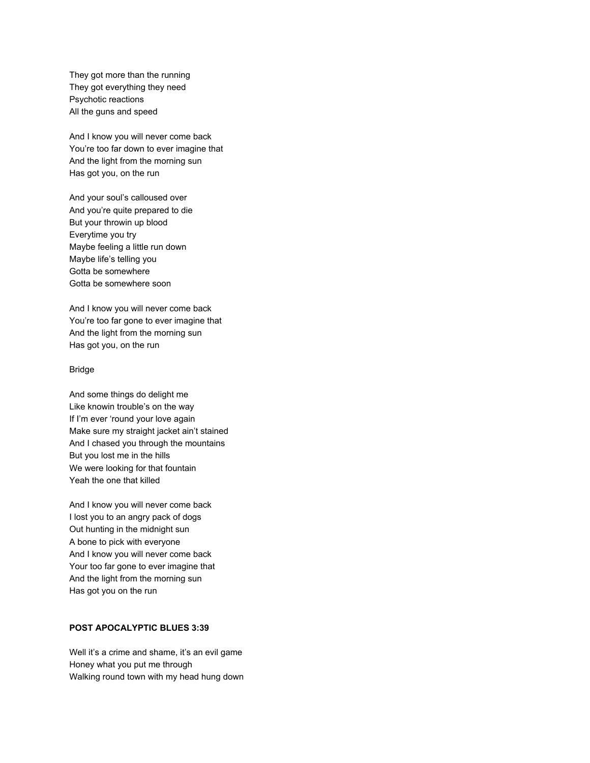They got more than the running
They got everything they need
Psychotic reactions
All the guns and speed

And I know you will never come back
You’re too far down to ever imagine that
And the light from the morning sun
Has got you, on the run

And your soul’s calloused over
And you’re quite prepared to die
But your throwin up blood
Everytime you try
Maybe feeling a little run down
Maybe life’s telling you
Gotta be somewhere
Gotta be somewhere soon

And I know you will never come back
You’re too far gone to ever imagine that
And the light from the morning sun
Has got you, on the run

Bridge

And some things do delight me
Like knowin trouble’s on the way
If I’m ever ‘round your love again
Make sure my straight jacket ain’t stained
And I chased you through the mountains
But you lost me in the hills
We were looking for that fountain
Yeah the one that killed

And I know you will never come back
I lost you to an angry pack of dogs
Out hunting in the midnight sun
A bone to pick with everyone
And I know you will never come back
Your too far gone to ever imagine that
And the light from the morning sun
Has got you on the run

**POST APOCALYPTIC BLUES 3:39**

Well it’s a crime and shame, it’s an evil game
Honey what you put me through
Walking round town with my head hung down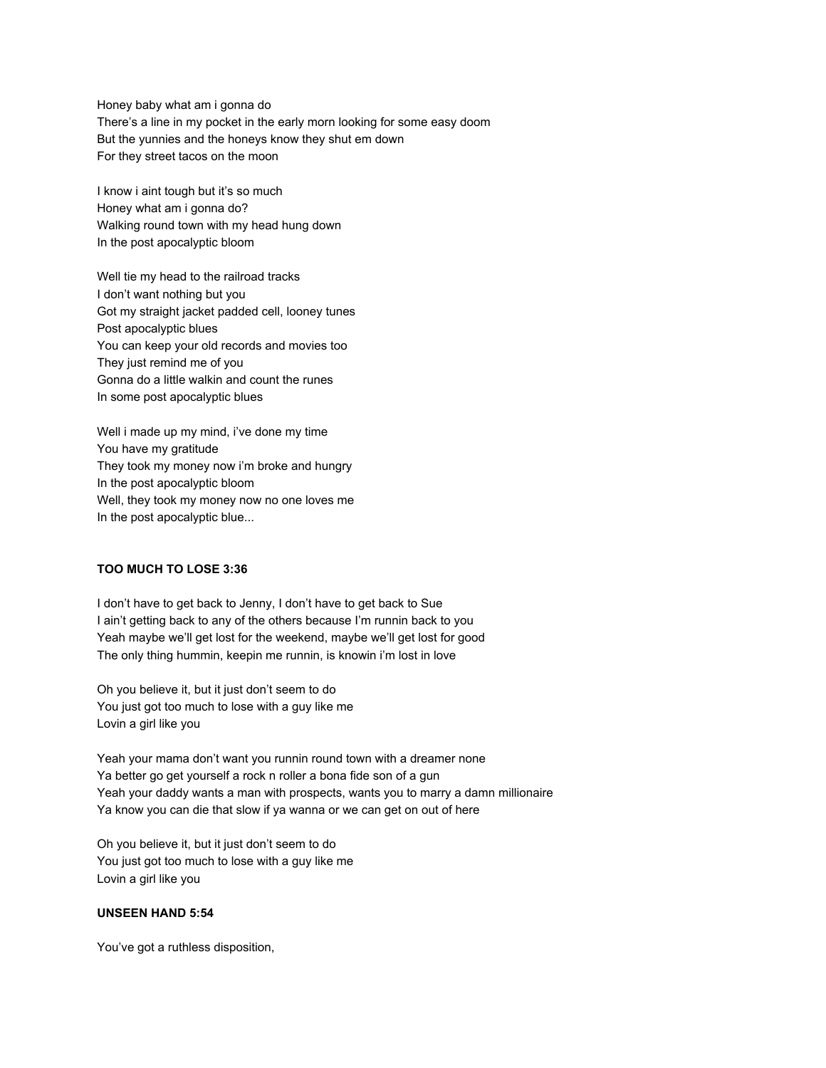Honey baby what am i gonna do
There's a line in my pocket in the early morn looking for some easy doom
But the yunnies and the honeys know they shut em down
For they street tacos on the moon

I know i aint tough but it's so much
Honey what am i gonna do?
Walking round town with my head hung down
In the post apocalyptic bloom

Well tie my head to the railroad tracks
I don't want nothing but you
Got my straight jacket padded cell, looney tunes
Post apocalyptic blues
You can keep your old records and movies too
They just remind me of you
Gonna do a little walkin and count the runes
In some post apocalyptic blues

Well i made up my mind, i've done my time
You have my gratitude
They took my money now i'm broke and hungry
In the post apocalyptic bloom
Well, they took my money now no one loves me
In the post apocalyptic blue...

**TOO MUCH TO LOSE 3:36**

I don't have to get back to Jenny, I don't have to get back to Sue
I ain't getting back to any of the others because I'm runnin back to you
Yeah maybe we'll get lost for the weekend, maybe we'll get lost for good
The only thing hummin, keepin me runnin, is knowin i'm lost in love

Oh you believe it, but it just don't seem to do
You just got too much to lose with a guy like me
Lovin a girl like you

Yeah your mama don't want you runnin round town with a dreamer none
Ya better go get yourself a rock n roller a bona fide son of a gun
Yeah your daddy wants a man with prospects, wants you to marry a damn millionaire
Ya know you can die that slow if ya wanna or we can get on out of here

Oh you believe it, but it just don't seem to do
You just got too much to lose with a guy like me
Lovin a girl like you

**UNSEEN HAND 5:54**

You've got a ruthless disposition,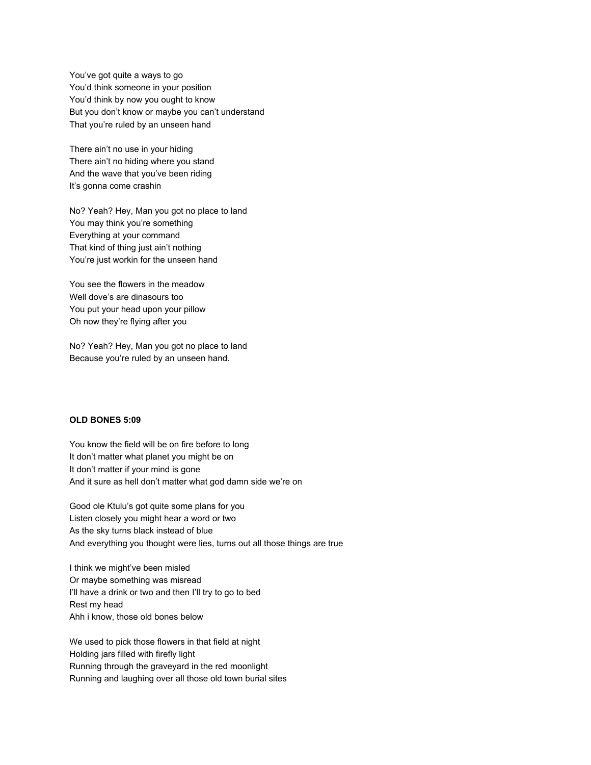You've got quite a ways to go
You'd think someone in your position
You'd think by now you ought to know
But you don't know or maybe you can't understand
That you're ruled by an unseen hand

There ain't no use in your hiding
There ain't no hiding where you stand
And the wave that you've been riding
It's gonna come crashin

No? Yeah? Hey, Man you got no place to land
You may think you're something
Everything at your command
That kind of thing just ain't nothing
You're just workin for the unseen hand

You see the flowers in the meadow
Well dove's are dinasours too
You put your head upon your pillow
Oh now they're flying after you

No? Yeah? Hey, Man you got no place to land
Because you're ruled by an unseen hand.

**OLD BONES 5:09**

You know the field will be on fire before to long
It don't matter what planet you might be on
It don't matter if your mind is gone
And it sure as hell don't matter what god damn side we're on

Good ole Ktulu's got quite some plans for you
Listen closely you might hear a word or two
As the sky turns black instead of blue
And everything you thought were lies, turns out all those things are true

I think we might've been misled
Or maybe something was misread
I'll have a drink or two and then I'll try to go to bed
Rest my head
Ahh i know, those old bones below

We used to pick those flowers in that field at night
Holding jars filled with firefly light
Running through the graveyard in the red moonlight
Running and laughing over all those old town burial sites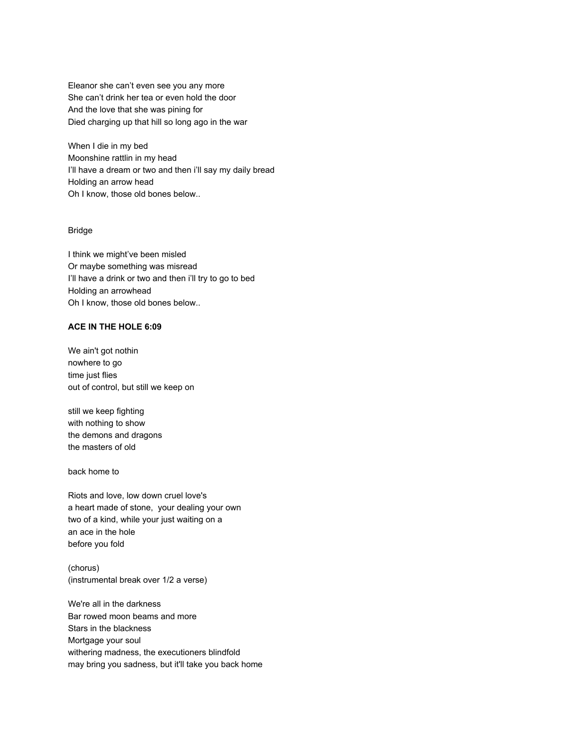Eleanor she can't even see you any more
She can't drink her tea or even hold the door
And the love that she was pining for
Died charging up that hill so long ago in the war

When I die in my bed
Moonshine rattlin in my head
I'll have a dream or two and then i'll say my daily bread
Holding an arrow head
Oh I know, those old bones below..

Bridge

I think we might've been misled
Or maybe something was misread
I'll have a drink or two and then i'll try to go to bed
Holding an arrowhead
Oh I know, those old bones below..

**ACE IN THE HOLE 6:09**

We ain't got nothin
nowhere to go
time just flies
out of control, but still we keep on

still we keep fighting
with nothing to show
the demons and dragons
the masters of old

back home to

Riots and love, low down cruel love's
a heart made of stone, your dealing your own
two of a kind, while your just waiting on a
an ace in the hole
before you fold

(chorus)
(instrumental break over 1/2 a verse)

We're all in the darkness
Bar rowed moon beams and more
Stars in the blackness
Mortgage your soul
withering madness, the executioners blindfold
may bring you sadness, but it'll take you back home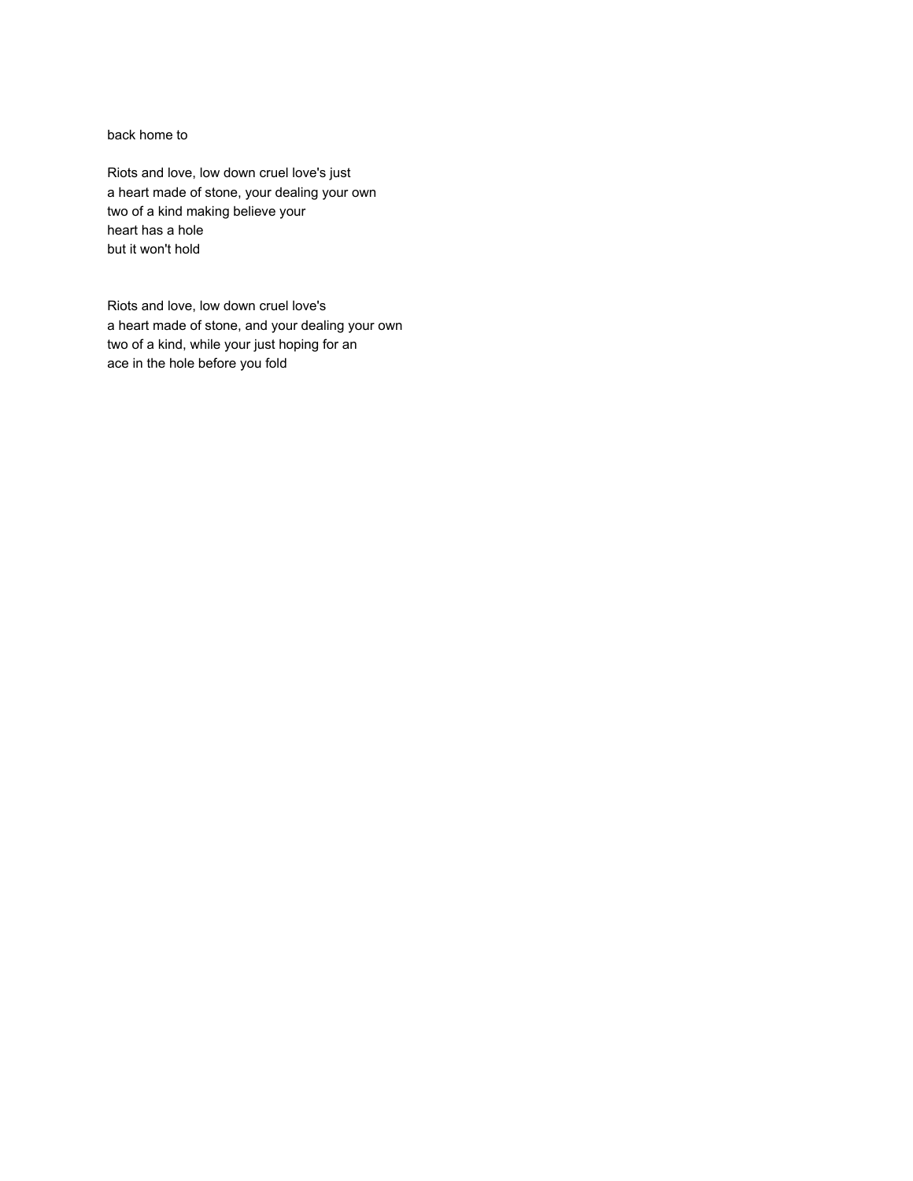back home to

Riots and love, low down cruel love's just
a heart made of stone, your dealing your own
two of a kind making believe your
heart has a hole
but it won't hold

Riots and love, low down cruel love's
a heart made of stone, and your dealing your own
two of a kind, while your just hoping for an
ace in the hole before you fold